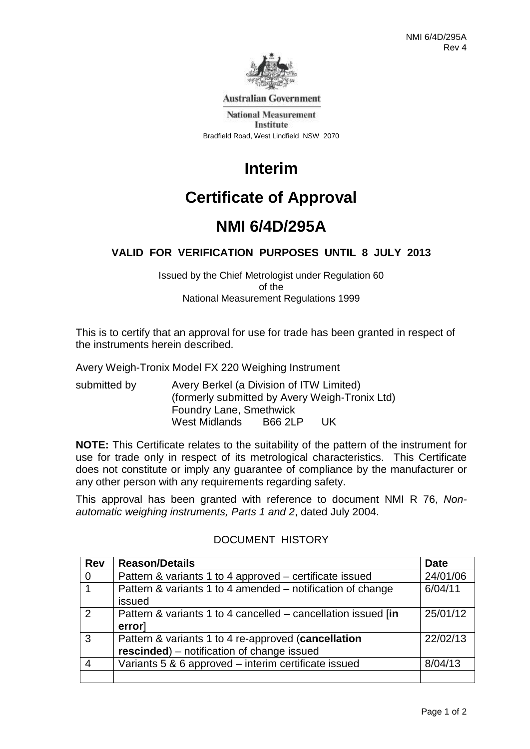NMI 6/4D/295A
Rev 4

Australian Government

National Measurement Institute

Bradfield Road, West Lindfield NSW 2070

# Interim

# Certificate of Approval

# NMI 6/4D/295A

### VALID FOR VERIFICATION PURPOSES UNTIL 8 JULY 2013

Issued by the Chief Metrologist under Regulation 60
of the
National Measurement Regulations 1999

This is to certify that an approval for use for trade has been granted in respect of the instruments herein described.

Avery Weigh-Tronix Model FX 220 Weighing Instrument

submitted by Avery Berkel (a Division of ITW Limited)
(formerly submitted by Avery Weigh-Tronix Ltd)
Foundry Lane, Smethwick
West Midlands B66 2LP UK

**NOTE:** This Certificate relates to the suitability of the pattern of the instrument for use for trade only in respect of its metrological characteristics. This Certificate does not constitute or imply any guarantee of compliance by the manufacturer or any other person with any requirements regarding safety.

This approval has been granted with reference to document NMI R 76, *Non-automatic weighing instruments, Parts 1 and 2*, dated July 2004.

DOCUMENT HISTORY

| Rev | Reason/Details | Date |
|---|---|---|
| 0 | Pattern & variants 1 to 4 approved – certificate issued | 24/01/06 |
| 1 | Pattern & variants 1 to 4 amended – notification of change issued | 6/04/11 |
| 2 | Pattern & variants 1 to 4 cancelled – cancellation issued [**in error**] | 25/01/12 |
| 3 | Pattern & variants 1 to 4 re-approved (**cancellation rescinded**) – notification of change issued | 22/02/13 |
| 4 | Variants 5 & 6 approved – interim certificate issued | 8/04/13 |
| | | |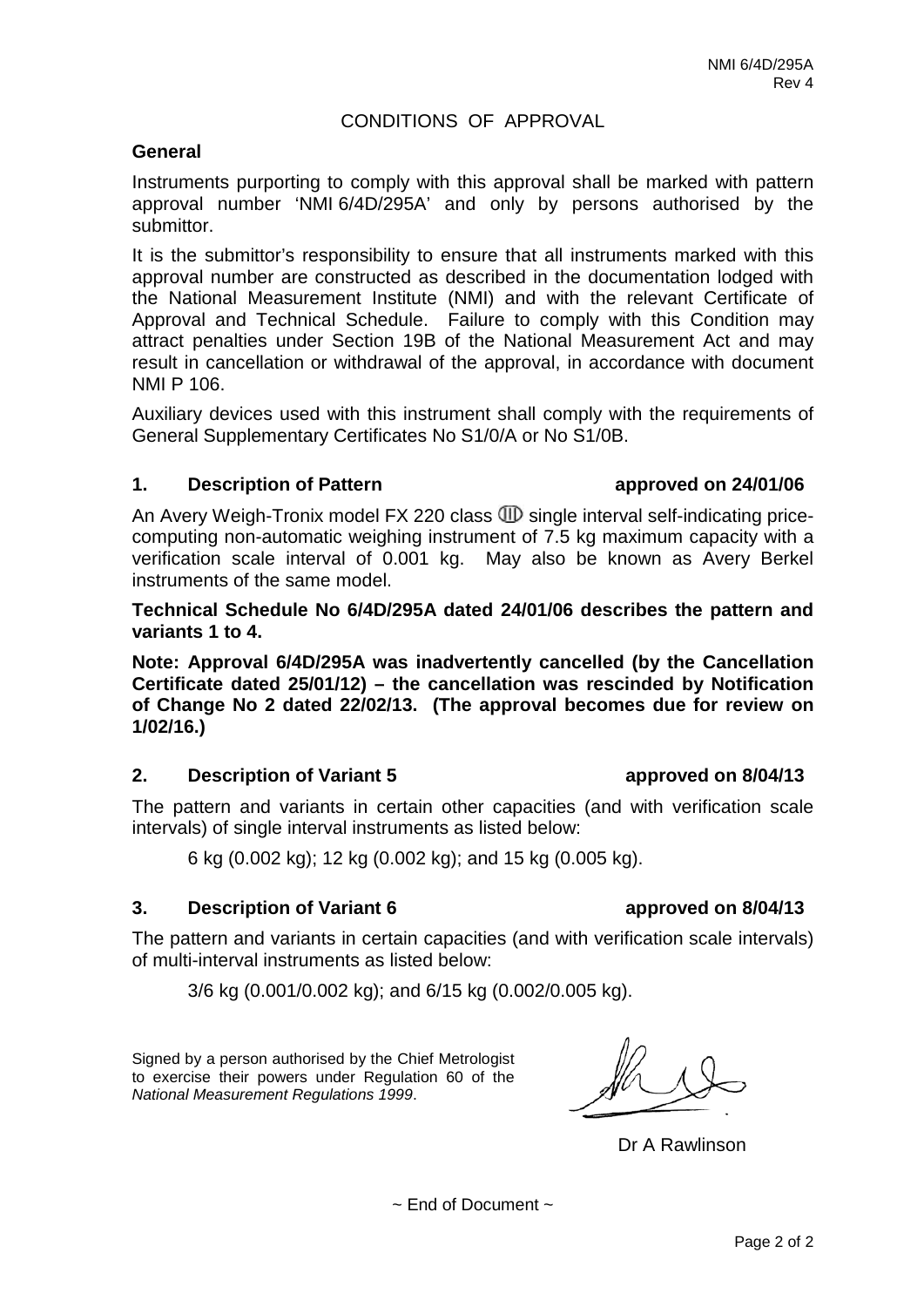CONDITIONS OF APPROVAL

## General

Instruments purporting to comply with this approval shall be marked with pattern approval number 'NMI 6/4D/295A' and only by persons authorised by the submittor.

It is the submittor's responsibility to ensure that all instruments marked with this approval number are constructed as described in the documentation lodged with the National Measurement Institute (NMI) and with the relevant Certificate of Approval and Technical Schedule. Failure to comply with this Condition may attract penalties under Section 19B of the National Measurement Act and may result in cancellation or withdrawal of the approval, in accordance with document NMI P 106.

Auxiliary devices used with this instrument shall comply with the requirements of General Supplementary Certificates No S1/0/A or No S1/0B.

## 1. Description of Pattern — approved on 24/01/06

An Avery Weigh-Tronix model FX 220 class Ⓘⓘⓘ single interval self-indicating price-computing non-automatic weighing instrument of 7.5 kg maximum capacity with a verification scale interval of 0.001 kg. May also be known as Avery Berkel instruments of the same model.

**Technical Schedule No 6/4D/295A dated 24/01/06 describes the pattern and variants 1 to 4.**

**Note: Approval 6/4D/295A was inadvertently cancelled (by the Cancellation Certificate dated 25/01/12) – the cancellation was rescinded by Notification of Change No 2 dated 22/02/13. (The approval becomes due for review on 1/02/16.)**

## 2. Description of Variant 5 — approved on 8/04/13

The pattern and variants in certain other capacities (and with verification scale intervals) of single interval instruments as listed below:

6 kg (0.002 kg); 12 kg (0.002 kg); and 15 kg (0.005 kg).

## 3. Description of Variant 6 — approved on 8/04/13

The pattern and variants in certain capacities (and with verification scale intervals) of multi-interval instruments as listed below:

3/6 kg (0.001/0.002 kg); and 6/15 kg (0.002/0.005 kg).

Signed by a person authorised by the Chief Metrologist to exercise their powers under Regulation 60 of the *National Measurement Regulations 1999*.

Dr A Rawlinson

~ End of Document ~